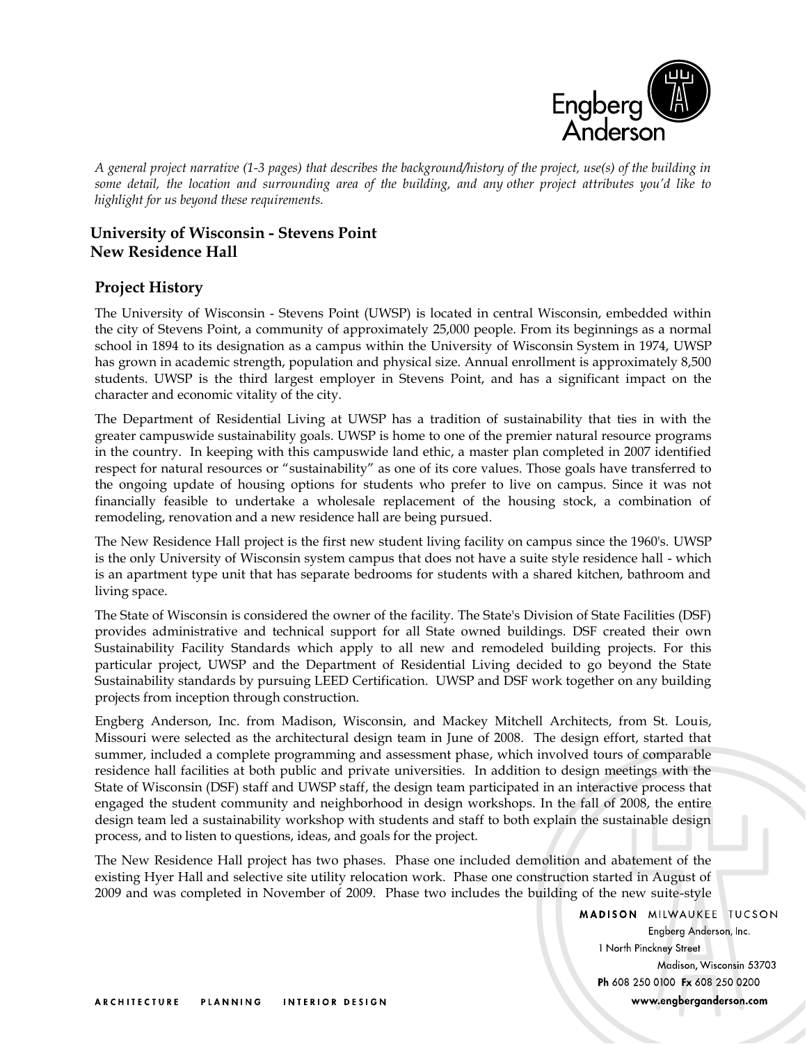*A general project narrative (1-3 pages) that describes the background/history of the project, use(s) of the building in some detail, the location and surrounding area of the building, and any other project attributes you'd like to highlight for us beyond these requirements.*

## University of Wisconsin - Stevens Point
## New Residence Hall

### Project History

The University of Wisconsin - Stevens Point (UWSP) is located in central Wisconsin, embedded within the city of Stevens Point, a community of approximately 25,000 people. From its beginnings as a normal school in 1894 to its designation as a campus within the University of Wisconsin System in 1974, UWSP has grown in academic strength, population and physical size. Annual enrollment is approximately 8,500 students. UWSP is the third largest employer in Stevens Point, and has a significant impact on the character and economic vitality of the city.

The Department of Residential Living at UWSP has a tradition of sustainability that ties in with the greater campuswide sustainability goals. UWSP is home to one of the premier natural resource programs in the country. In keeping with this campuswide land ethic, a master plan completed in 2007 identified respect for natural resources or "sustainability" as one of its core values. Those goals have transferred to the ongoing update of housing options for students who prefer to live on campus. Since it was not financially feasible to undertake a wholesale replacement of the housing stock, a combination of remodeling, renovation and a new residence hall are being pursued.

The New Residence Hall project is the first new student living facility on campus since the 1960's. UWSP is the only University of Wisconsin system campus that does not have a suite style residence hall - which is an apartment type unit that has separate bedrooms for students with a shared kitchen, bathroom and living space.

The State of Wisconsin is considered the owner of the facility. The State's Division of State Facilities (DSF) provides administrative and technical support for all State owned buildings. DSF created their own Sustainability Facility Standards which apply to all new and remodeled building projects. For this particular project, UWSP and the Department of Residential Living decided to go beyond the State Sustainability standards by pursuing LEED Certification. UWSP and DSF work together on any building projects from inception through construction.

Engberg Anderson, Inc. from Madison, Wisconsin, and Mackey Mitchell Architects, from St. Louis, Missouri were selected as the architectural design team in June of 2008. The design effort, started that summer, included a complete programming and assessment phase, which involved tours of comparable residence hall facilities at both public and private universities. In addition to design meetings with the State of Wisconsin (DSF) staff and UWSP staff, the design team participated in an interactive process that engaged the student community and neighborhood in design workshops. In the fall of 2008, the entire design team led a sustainability workshop with students and staff to both explain the sustainable design process, and to listen to questions, ideas, and goals for the project.

The New Residence Hall project has two phases. Phase one included demolition and abatement of the existing Hyer Hall and selective site utility relocation work. Phase one construction started in August of 2009 and was completed in November of 2009. Phase two includes the building of the new suite-style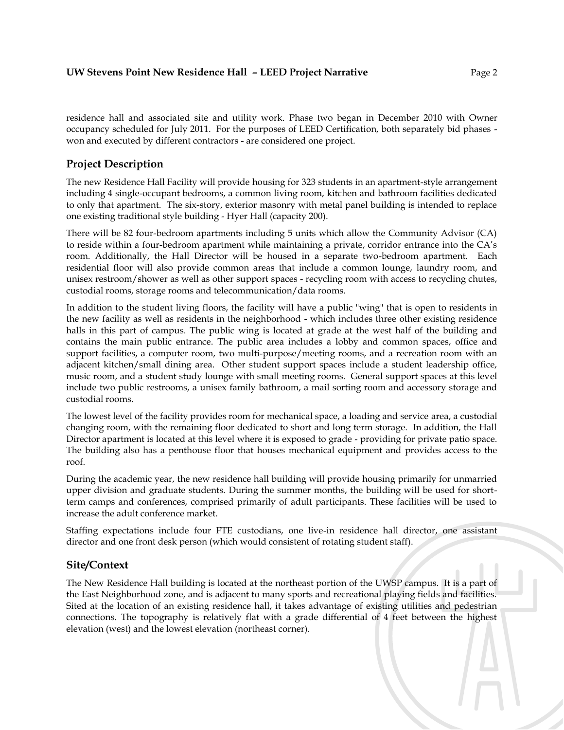residence hall and associated site and utility work. Phase two began in December 2010 with Owner occupancy scheduled for July 2011. For the purposes of LEED Certification, both separately bid phases - won and executed by different contractors - are considered one project.

## Project Description

The new Residence Hall Facility will provide housing for 323 students in an apartment-style arrangement including 4 single-occupant bedrooms, a common living room, kitchen and bathroom facilities dedicated to only that apartment. The six-story, exterior masonry with metal panel building is intended to replace one existing traditional style building - Hyer Hall (capacity 200).

There will be 82 four-bedroom apartments including 5 units which allow the Community Advisor (CA) to reside within a four-bedroom apartment while maintaining a private, corridor entrance into the CA's room. Additionally, the Hall Director will be housed in a separate two-bedroom apartment. Each residential floor will also provide common areas that include a common lounge, laundry room, and unisex restroom/shower as well as other support spaces - recycling room with access to recycling chutes, custodial rooms, storage rooms and telecommunication/data rooms.

In addition to the student living floors, the facility will have a public "wing" that is open to residents in the new facility as well as residents in the neighborhood - which includes three other existing residence halls in this part of campus. The public wing is located at grade at the west half of the building and contains the main public entrance. The public area includes a lobby and common spaces, office and support facilities, a computer room, two multi-purpose/meeting rooms, and a recreation room with an adjacent kitchen/small dining area. Other student support spaces include a student leadership office, music room, and a student study lounge with small meeting rooms. General support spaces at this level include two public restrooms, a unisex family bathroom, a mail sorting room and accessory storage and custodial rooms.

The lowest level of the facility provides room for mechanical space, a loading and service area, a custodial changing room, with the remaining floor dedicated to short and long term storage. In addition, the Hall Director apartment is located at this level where it is exposed to grade - providing for private patio space. The building also has a penthouse floor that houses mechanical equipment and provides access to the roof.

During the academic year, the new residence hall building will provide housing primarily for unmarried upper division and graduate students. During the summer months, the building will be used for short-term camps and conferences, comprised primarily of adult participants. These facilities will be used to increase the adult conference market.

Staffing expectations include four FTE custodians, one live-in residence hall director, one assistant director and one front desk person (which would consistent of rotating student staff).

## Site/Context

The New Residence Hall building is located at the northeast portion of the UWSP campus. It is a part of the East Neighborhood zone, and is adjacent to many sports and recreational playing fields and facilities. Sited at the location of an existing residence hall, it takes advantage of existing utilities and pedestrian connections. The topography is relatively flat with a grade differential of 4 feet between the highest elevation (west) and the lowest elevation (northeast corner).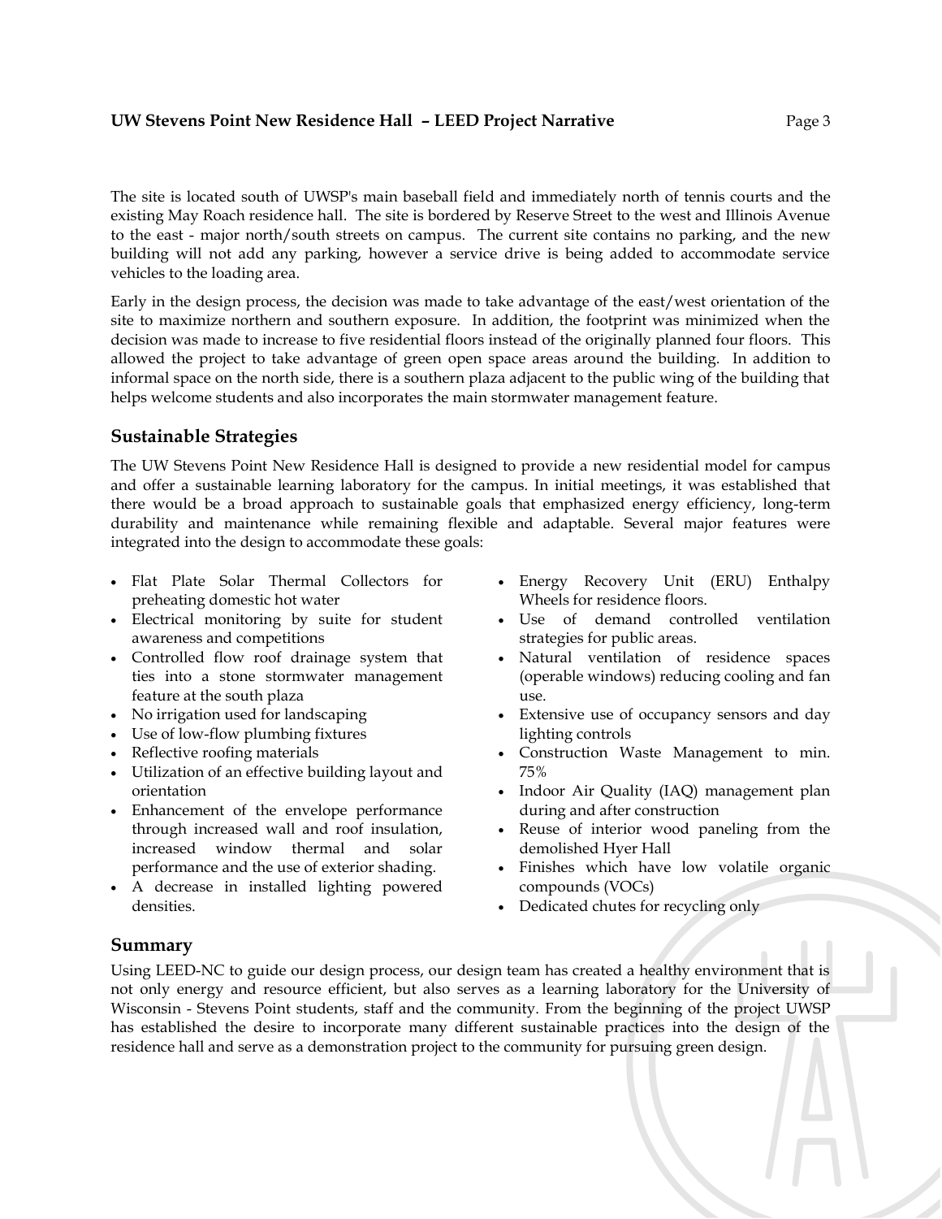The site is located south of UWSP's main baseball field and immediately north of tennis courts and the existing May Roach residence hall. The site is bordered by Reserve Street to the west and Illinois Avenue to the east - major north/south streets on campus. The current site contains no parking, and the new building will not add any parking, however a service drive is being added to accommodate service vehicles to the loading area.

Early in the design process, the decision was made to take advantage of the east/west orientation of the site to maximize northern and southern exposure. In addition, the footprint was minimized when the decision was made to increase to five residential floors instead of the originally planned four floors. This allowed the project to take advantage of green open space areas around the building. In addition to informal space on the north side, there is a southern plaza adjacent to the public wing of the building that helps welcome students and also incorporates the main stormwater management feature.

## Sustainable Strategies

The UW Stevens Point New Residence Hall is designed to provide a new residential model for campus and offer a sustainable learning laboratory for the campus. In initial meetings, it was established that there would be a broad approach to sustainable goals that emphasized energy efficiency, long-term durability and maintenance while remaining flexible and adaptable. Several major features were integrated into the design to accommodate these goals:

- Flat Plate Solar Thermal Collectors for preheating domestic hot water
- Electrical monitoring by suite for student awareness and competitions
- Controlled flow roof drainage system that ties into a stone stormwater management feature at the south plaza
- No irrigation used for landscaping
- Use of low-flow plumbing fixtures
- Reflective roofing materials
- Utilization of an effective building layout and orientation
- Enhancement of the envelope performance through increased wall and roof insulation, increased window thermal and solar performance and the use of exterior shading.
- A decrease in installed lighting powered densities.
- Energy Recovery Unit (ERU) Enthalpy Wheels for residence floors.
- Use of demand controlled ventilation strategies for public areas.
- Natural ventilation of residence spaces (operable windows) reducing cooling and fan use.
- Extensive use of occupancy sensors and day lighting controls
- Construction Waste Management to min. 75%
- Indoor Air Quality (IAQ) management plan during and after construction
- Reuse of interior wood paneling from the demolished Hyer Hall
- Finishes which have low volatile organic compounds (VOCs)
- Dedicated chutes for recycling only

## Summary

Using LEED-NC to guide our design process, our design team has created a healthy environment that is not only energy and resource efficient, but also serves as a learning laboratory for the University of Wisconsin - Stevens Point students, staff and the community. From the beginning of the project UWSP has established the desire to incorporate many different sustainable practices into the design of the residence hall and serve as a demonstration project to the community for pursuing green design.